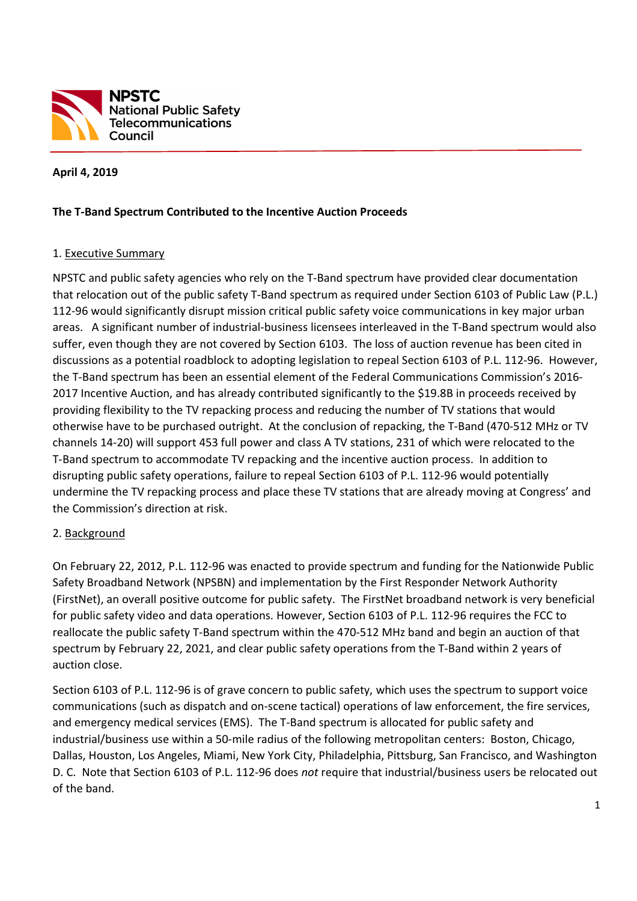**NPSTC**
**National Public Safety Telecommunications Council**

**April 4, 2019**

**The T-Band Spectrum Contributed to the Incentive Auction Proceeds**

1. Executive Summary

NPSTC and public safety agencies who rely on the T-Band spectrum have provided clear documentation that relocation out of the public safety T-Band spectrum as required under Section 6103 of Public Law (P.L.) 112-96 would significantly disrupt mission critical public safety voice communications in key major urban areas. A significant number of industrial-business licensees interleaved in the T-Band spectrum would also suffer, even though they are not covered by Section 6103. The loss of auction revenue has been cited in discussions as a potential roadblock to adopting legislation to repeal Section 6103 of P.L. 112-96. However, the T-Band spectrum has been an essential element of the Federal Communications Commission's 2016-2017 Incentive Auction, and has already contributed significantly to the $19.8B in proceeds received by providing flexibility to the TV repacking process and reducing the number of TV stations that would otherwise have to be purchased outright. At the conclusion of repacking, the T-Band (470-512 MHz or TV channels 14-20) will support 453 full power and class A TV stations, 231 of which were relocated to the T-Band spectrum to accommodate TV repacking and the incentive auction process. In addition to disrupting public safety operations, failure to repeal Section 6103 of P.L. 112-96 would potentially undermine the TV repacking process and place these TV stations that are already moving at Congress' and the Commission's direction at risk.

2. Background

On February 22, 2012, P.L. 112-96 was enacted to provide spectrum and funding for the Nationwide Public Safety Broadband Network (NPSBN) and implementation by the First Responder Network Authority (FirstNet), an overall positive outcome for public safety. The FirstNet broadband network is very beneficial for public safety video and data operations. However, Section 6103 of P.L. 112-96 requires the FCC to reallocate the public safety T-Band spectrum within the 470-512 MHz band and begin an auction of that spectrum by February 22, 2021, and clear public safety operations from the T-Band within 2 years of auction close.

Section 6103 of P.L. 112-96 is of grave concern to public safety, which uses the spectrum to support voice communications (such as dispatch and on-scene tactical) operations of law enforcement, the fire services, and emergency medical services (EMS). The T-Band spectrum is allocated for public safety and industrial/business use within a 50-mile radius of the following metropolitan centers: Boston, Chicago, Dallas, Houston, Los Angeles, Miami, New York City, Philadelphia, Pittsburg, San Francisco, and Washington D. C. Note that Section 6103 of P.L. 112-96 does *not* require that industrial/business users be relocated out of the band.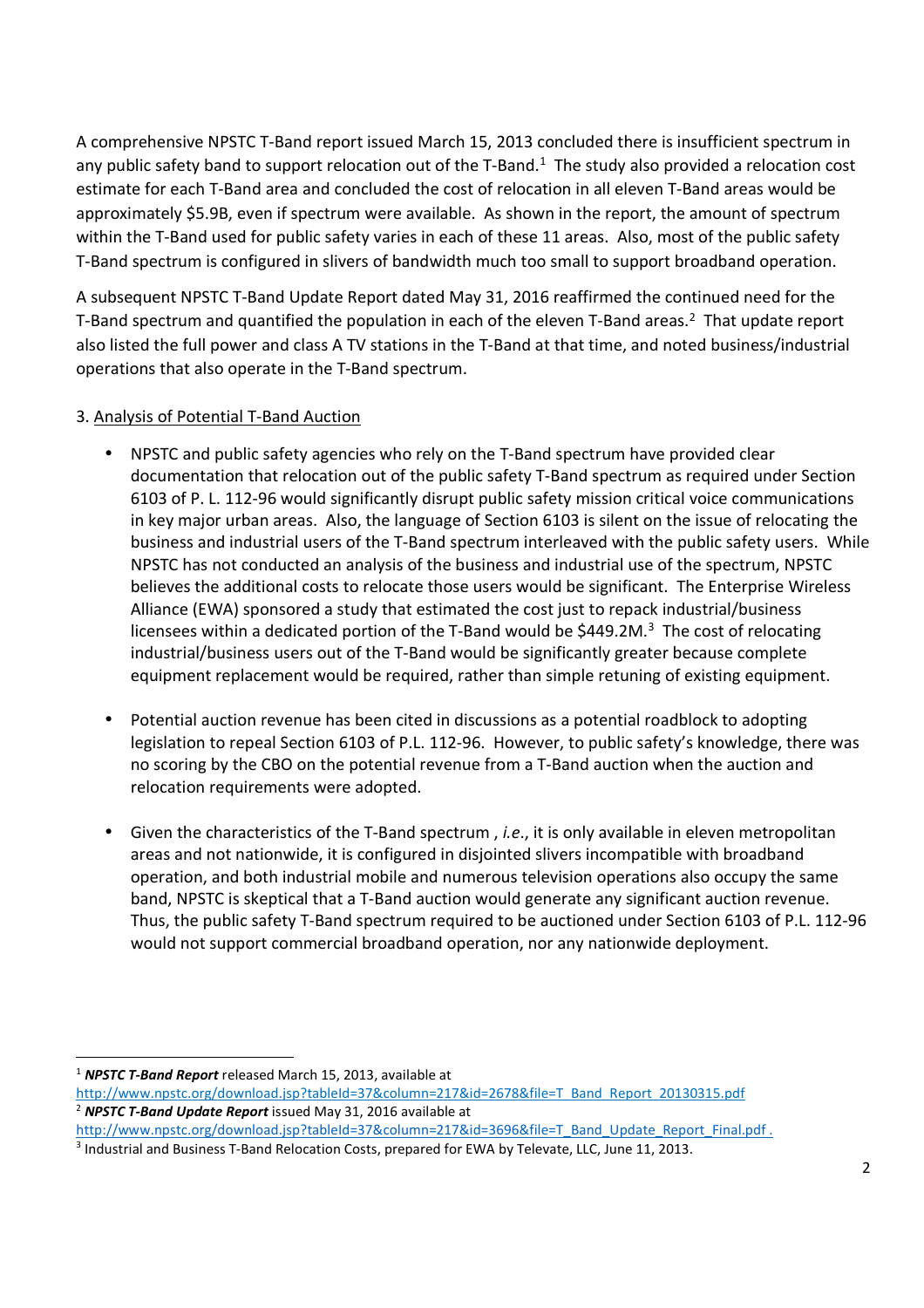A comprehensive NPSTC T-Band report issued March 15, 2013 concluded there is insufficient spectrum in any public safety band to support relocation out of the T-Band.[1] The study also provided a relocation cost estimate for each T-Band area and concluded the cost of relocation in all eleven T-Band areas would be approximately $5.9B, even if spectrum were available. As shown in the report, the amount of spectrum within the T-Band used for public safety varies in each of these 11 areas. Also, most of the public safety T-Band spectrum is configured in slivers of bandwidth much too small to support broadband operation.

A subsequent NPSTC T-Band Update Report dated May 31, 2016 reaffirmed the continued need for the T-Band spectrum and quantified the population in each of the eleven T-Band areas.[2] That update report also listed the full power and class A TV stations in the T-Band at that time, and noted business/industrial operations that also operate in the T-Band spectrum.

3. Analysis of Potential T-Band Auction

- NPSTC and public safety agencies who rely on the T-Band spectrum have provided clear documentation that relocation out of the public safety T-Band spectrum as required under Section 6103 of P. L. 112-96 would significantly disrupt public safety mission critical voice communications in key major urban areas. Also, the language of Section 6103 is silent on the issue of relocating the business and industrial users of the T-Band spectrum interleaved with the public safety users. While NPSTC has not conducted an analysis of the business and industrial use of the spectrum, NPSTC believes the additional costs to relocate those users would be significant. The Enterprise Wireless Alliance (EWA) sponsored a study that estimated the cost just to repack industrial/business licensees within a dedicated portion of the T-Band would be $449.2M.[3] The cost of relocating industrial/business users out of the T-Band would be significantly greater because complete equipment replacement would be required, rather than simple retuning of existing equipment.

- Potential auction revenue has been cited in discussions as a potential roadblock to adopting legislation to repeal Section 6103 of P.L. 112-96. However, to public safety's knowledge, there was no scoring by the CBO on the potential revenue from a T-Band auction when the auction and relocation requirements were adopted.

- Given the characteristics of the T-Band spectrum , *i.e*., it is only available in eleven metropolitan areas and not nationwide, it is configured in disjointed slivers incompatible with broadband operation, and both industrial mobile and numerous television operations also occupy the same band, NPSTC is skeptical that a T-Band auction would generate any significant auction revenue. Thus, the public safety T-Band spectrum required to be auctioned under Section 6103 of P.L. 112-96 would not support commercial broadband operation, nor any nationwide deployment.

---

[1] ***NPSTC T-Band Report*** released March 15, 2013, available at http://www.npstc.org/download.jsp?tableId=37&column=217&id=2678&file=T_Band_Report_20130315.pdf

[2] ***NPSTC T-Band Update Report*** issued May 31, 2016 available at http://www.npstc.org/download.jsp?tableId=37&column=217&id=3696&file=T_Band_Update_Report_Final.pdf .

[3] Industrial and Business T-Band Relocation Costs, prepared for EWA by Televate, LLC, June 11, 2013.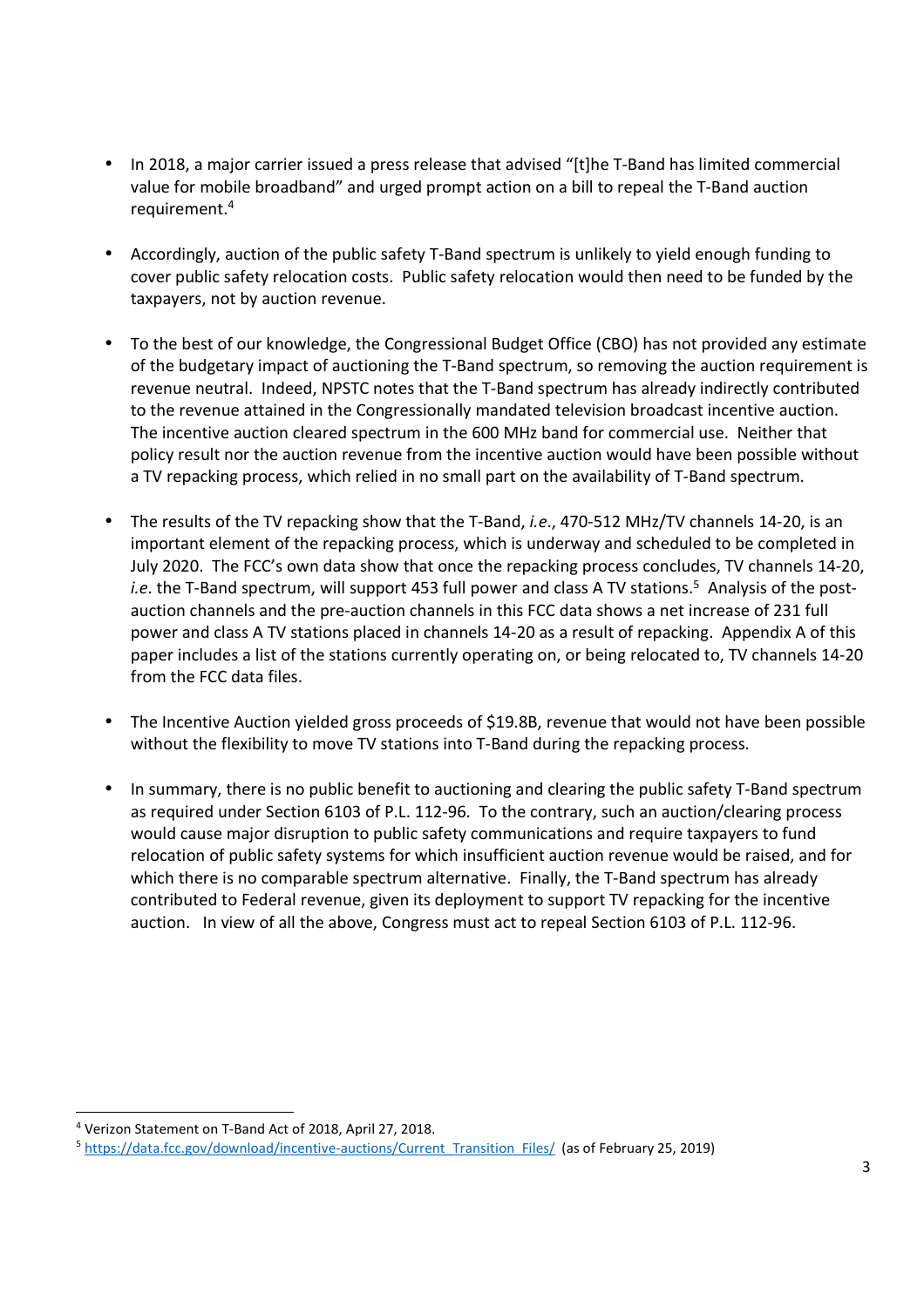- In 2018, a major carrier issued a press release that advised "[t]he T-Band has limited commercial value for mobile broadband" and urged prompt action on a bill to repeal the T-Band auction requirement.[4]

- Accordingly, auction of the public safety T-Band spectrum is unlikely to yield enough funding to cover public safety relocation costs. Public safety relocation would then need to be funded by the taxpayers, not by auction revenue.

- To the best of our knowledge, the Congressional Budget Office (CBO) has not provided any estimate of the budgetary impact of auctioning the T-Band spectrum, so removing the auction requirement is revenue neutral. Indeed, NPSTC notes that the T-Band spectrum has already indirectly contributed to the revenue attained in the Congressionally mandated television broadcast incentive auction. The incentive auction cleared spectrum in the 600 MHz band for commercial use. Neither that policy result nor the auction revenue from the incentive auction would have been possible without a TV repacking process, which relied in no small part on the availability of T-Band spectrum.

- The results of the TV repacking show that the T-Band, *i.e*., 470-512 MHz/TV channels 14-20, is an important element of the repacking process, which is underway and scheduled to be completed in July 2020. The FCC's own data show that once the repacking process concludes, TV channels 14-20, *i.e*. the T-Band spectrum, will support 453 full power and class A TV stations.[5] Analysis of the post-auction channels and the pre-auction channels in this FCC data shows a net increase of 231 full power and class A TV stations placed in channels 14-20 as a result of repacking. Appendix A of this paper includes a list of the stations currently operating on, or being relocated to, TV channels 14-20 from the FCC data files.

- The Incentive Auction yielded gross proceeds of $19.8B, revenue that would not have been possible without the flexibility to move TV stations into T-Band during the repacking process.

- In summary, there is no public benefit to auctioning and clearing the public safety T-Band spectrum as required under Section 6103 of P.L. 112-96. To the contrary, such an auction/clearing process would cause major disruption to public safety communications and require taxpayers to fund relocation of public safety systems for which insufficient auction revenue would be raised, and for which there is no comparable spectrum alternative. Finally, the T-Band spectrum has already contributed to Federal revenue, given its deployment to support TV repacking for the incentive auction. In view of all the above, Congress must act to repeal Section 6103 of P.L. 112-96.

---

[4] Verizon Statement on T-Band Act of 2018, April 27, 2018.

[5] https://data.fcc.gov/download/incentive-auctions/Current_Transition_Files/ (as of February 25, 2019)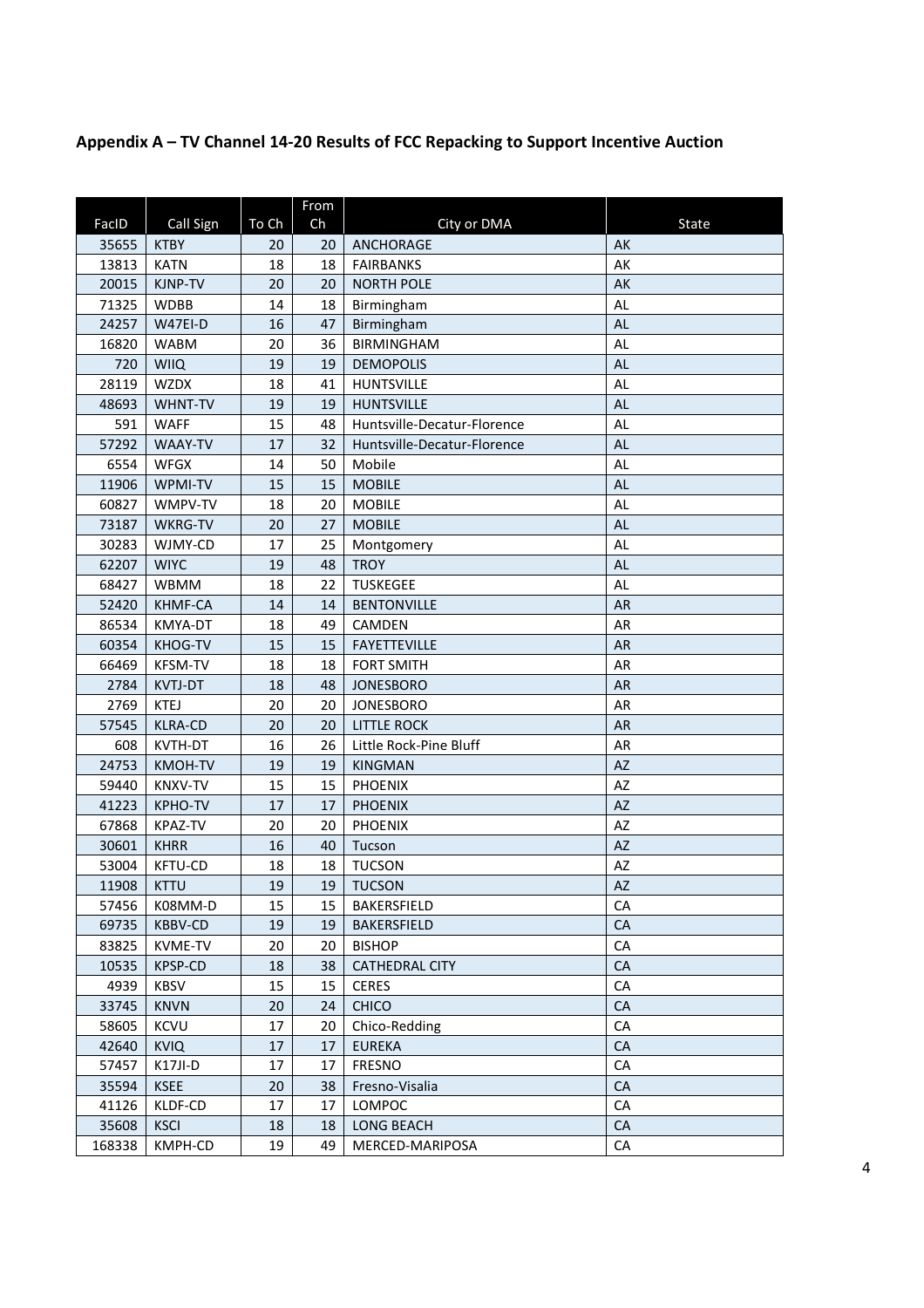## Appendix A – TV Channel 14-20 Results of FCC Repacking to Support Incentive Auction

| FacID | Call Sign | To Ch | From Ch | City or DMA | State |
|---|---|---|---|---|---|
| 35655 | KTBY | 20 | 20 | ANCHORAGE | AK |
| 13813 | KATN | 18 | 18 | FAIRBANKS | AK |
| 20015 | KJNP-TV | 20 | 20 | NORTH POLE | AK |
| 71325 | WDBB | 14 | 18 | Birmingham | AL |
| 24257 | W47EI-D | 16 | 47 | Birmingham | AL |
| 16820 | WABM | 20 | 36 | BIRMINGHAM | AL |
| 720 | WIIQ | 19 | 19 | DEMOPOLIS | AL |
| 28119 | WZDX | 18 | 41 | HUNTSVILLE | AL |
| 48693 | WHNT-TV | 19 | 19 | HUNTSVILLE | AL |
| 591 | WAFF | 15 | 48 | Huntsville-Decatur-Florence | AL |
| 57292 | WAAY-TV | 17 | 32 | Huntsville-Decatur-Florence | AL |
| 6554 | WFGX | 14 | 50 | Mobile | AL |
| 11906 | WPMI-TV | 15 | 15 | MOBILE | AL |
| 60827 | WMPV-TV | 18 | 20 | MOBILE | AL |
| 73187 | WKRG-TV | 20 | 27 | MOBILE | AL |
| 30283 | WJMY-CD | 17 | 25 | Montgomery | AL |
| 62207 | WIYC | 19 | 48 | TROY | AL |
| 68427 | WBMM | 18 | 22 | TUSKEGEE | AL |
| 52420 | KHMF-CA | 14 | 14 | BENTONVILLE | AR |
| 86534 | KMYA-DT | 18 | 49 | CAMDEN | AR |
| 60354 | KHOG-TV | 15 | 15 | FAYETTEVILLE | AR |
| 66469 | KFSM-TV | 18 | 18 | FORT SMITH | AR |
| 2784 | KVTJ-DT | 18 | 48 | JONESBORO | AR |
| 2769 | KTEJ | 20 | 20 | JONESBORO | AR |
| 57545 | KLRA-CD | 20 | 20 | LITTLE ROCK | AR |
| 608 | KVTH-DT | 16 | 26 | Little Rock-Pine Bluff | AR |
| 24753 | KMOH-TV | 19 | 19 | KINGMAN | AZ |
| 59440 | KNXV-TV | 15 | 15 | PHOENIX | AZ |
| 41223 | KPHO-TV | 17 | 17 | PHOENIX | AZ |
| 67868 | KPAZ-TV | 20 | 20 | PHOENIX | AZ |
| 30601 | KHRR | 16 | 40 | Tucson | AZ |
| 53004 | KFTU-CD | 18 | 18 | TUCSON | AZ |
| 11908 | KTTU | 19 | 19 | TUCSON | AZ |
| 57456 | K08MM-D | 15 | 15 | BAKERSFIELD | CA |
| 69735 | KBBV-CD | 19 | 19 | BAKERSFIELD | CA |
| 83825 | KVME-TV | 20 | 20 | BISHOP | CA |
| 10535 | KPSP-CD | 18 | 38 | CATHEDRAL CITY | CA |
| 4939 | KBSV | 15 | 15 | CERES | CA |
| 33745 | KNVN | 20 | 24 | CHICO | CA |
| 58605 | KCVU | 17 | 20 | Chico-Redding | CA |
| 42640 | KVIQ | 17 | 17 | EUREKA | CA |
| 57457 | K17JI-D | 17 | 17 | FRESNO | CA |
| 35594 | KSEE | 20 | 38 | Fresno-Visalia | CA |
| 41126 | KLDF-CD | 17 | 17 | LOMPOC | CA |
| 35608 | KSCI | 18 | 18 | LONG BEACH | CA |
| 168338 | KMPH-CD | 19 | 49 | MERCED-MARIPOSA | CA |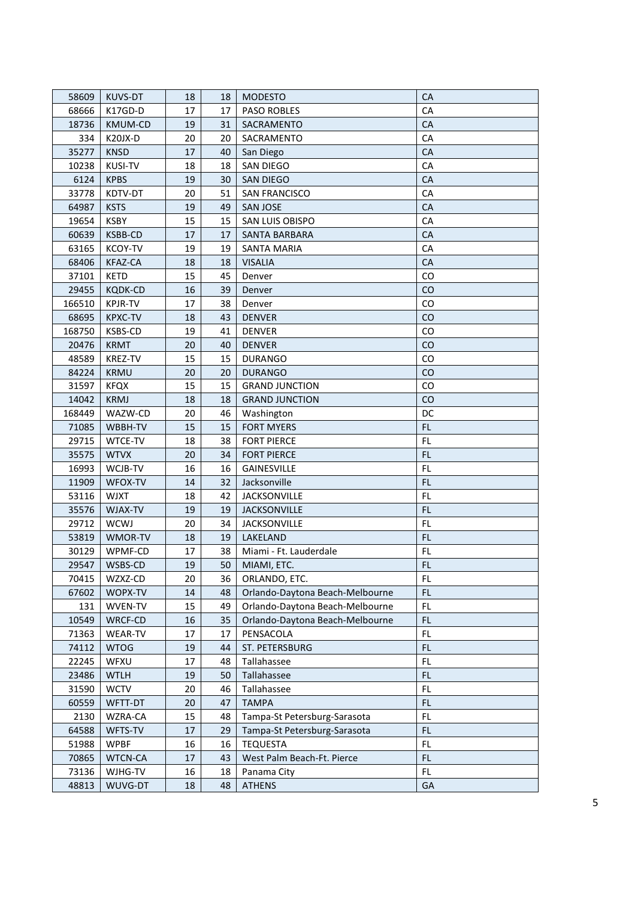| | | | | | |
|---|---|---|---|---|---|
| 58609 | KUVS-DT | 18 | 18 | MODESTO | CA |
| 68666 | K17GD-D | 17 | 17 | PASO ROBLES | CA |
| 18736 | KMUM-CD | 19 | 31 | SACRAMENTO | CA |
| 334 | K20JX-D | 20 | 20 | SACRAMENTO | CA |
| 35277 | KNSD | 17 | 40 | San Diego | CA |
| 10238 | KUSI-TV | 18 | 18 | SAN DIEGO | CA |
| 6124 | KPBS | 19 | 30 | SAN DIEGO | CA |
| 33778 | KDTV-DT | 20 | 51 | SAN FRANCISCO | CA |
| 64987 | KSTS | 19 | 49 | SAN JOSE | CA |
| 19654 | KSBY | 15 | 15 | SAN LUIS OBISPO | CA |
| 60639 | KSBB-CD | 17 | 17 | SANTA BARBARA | CA |
| 63165 | KCOY-TV | 19 | 19 | SANTA MARIA | CA |
| 68406 | KFAZ-CA | 18 | 18 | VISALIA | CA |
| 37101 | KETD | 15 | 45 | Denver | CO |
| 29455 | KQDK-CD | 16 | 39 | Denver | CO |
| 166510 | KPJR-TV | 17 | 38 | Denver | CO |
| 68695 | KPXC-TV | 18 | 43 | DENVER | CO |
| 168750 | KSBS-CD | 19 | 41 | DENVER | CO |
| 20476 | KRMT | 20 | 40 | DENVER | CO |
| 48589 | KREZ-TV | 15 | 15 | DURANGO | CO |
| 84224 | KRMU | 20 | 20 | DURANGO | CO |
| 31597 | KFQX | 15 | 15 | GRAND JUNCTION | CO |
| 14042 | KRMJ | 18 | 18 | GRAND JUNCTION | CO |
| 168449 | WAZW-CD | 20 | 46 | Washington | DC |
| 71085 | WBBH-TV | 15 | 15 | FORT MYERS | FL |
| 29715 | WTCE-TV | 18 | 38 | FORT PIERCE | FL |
| 35575 | WTVX | 20 | 34 | FORT PIERCE | FL |
| 16993 | WCJB-TV | 16 | 16 | GAINESVILLE | FL |
| 11909 | WFOX-TV | 14 | 32 | Jacksonville | FL |
| 53116 | WJXT | 18 | 42 | JACKSONVILLE | FL |
| 35576 | WJAX-TV | 19 | 19 | JACKSONVILLE | FL |
| 29712 | WCWJ | 20 | 34 | JACKSONVILLE | FL |
| 53819 | WMOR-TV | 18 | 19 | LAKELAND | FL |
| 30129 | WPMF-CD | 17 | 38 | Miami - Ft. Lauderdale | FL |
| 29547 | WSBS-CD | 19 | 50 | MIAMI, ETC. | FL |
| 70415 | WZXZ-CD | 20 | 36 | ORLANDO, ETC. | FL |
| 67602 | WOPX-TV | 14 | 48 | Orlando-Daytona Beach-Melbourne | FL |
| 131 | WVEN-TV | 15 | 49 | Orlando-Daytona Beach-Melbourne | FL |
| 10549 | WRCF-CD | 16 | 35 | Orlando-Daytona Beach-Melbourne | FL |
| 71363 | WEAR-TV | 17 | 17 | PENSACOLA | FL |
| 74112 | WTOG | 19 | 44 | ST. PETERSBURG | FL |
| 22245 | WFXU | 17 | 48 | Tallahassee | FL |
| 23486 | WTLH | 19 | 50 | Tallahassee | FL |
| 31590 | WCTV | 20 | 46 | Tallahassee | FL |
| 60559 | WFTT-DT | 20 | 47 | TAMPA | FL |
| 2130 | WZRA-CA | 15 | 48 | Tampa-St Petersburg-Sarasota | FL |
| 64588 | WFTS-TV | 17 | 29 | Tampa-St Petersburg-Sarasota | FL |
| 51988 | WPBF | 16 | 16 | TEQUESTA | FL |
| 70865 | WTCN-CA | 17 | 43 | West Palm Beach-Ft. Pierce | FL |
| 73136 | WJHG-TV | 16 | 18 | Panama City | FL |
| 48813 | WUVG-DT | 18 | 48 | ATHENS | GA |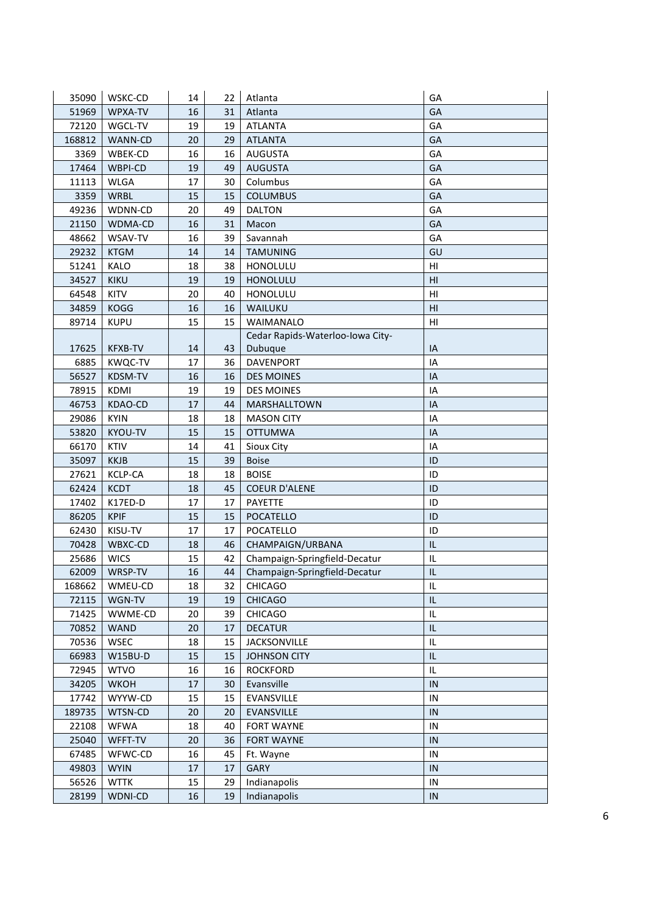| | | | | | |
|---|---|---|---|---|---|
| 35090 | WSKC-CD | 14 | 22 | Atlanta | GA |
| 51969 | WPXA-TV | 16 | 31 | Atlanta | GA |
| 72120 | WGCL-TV | 19 | 19 | ATLANTA | GA |
| 168812 | WANN-CD | 20 | 29 | ATLANTA | GA |
| 3369 | WBEK-CD | 16 | 16 | AUGUSTA | GA |
| 17464 | WBPI-CD | 19 | 49 | AUGUSTA | GA |
| 11113 | WLGA | 17 | 30 | Columbus | GA |
| 3359 | WRBL | 15 | 15 | COLUMBUS | GA |
| 49236 | WDNN-CD | 20 | 49 | DALTON | GA |
| 21150 | WDMA-CD | 16 | 31 | Macon | GA |
| 48662 | WSAV-TV | 16 | 39 | Savannah | GA |
| 29232 | KTGM | 14 | 14 | TAMUNING | GU |
| 51241 | KALO | 18 | 38 | HONOLULU | HI |
| 34527 | KIKU | 19 | 19 | HONOLULU | HI |
| 64548 | KITV | 20 | 40 | HONOLULU | HI |
| 34859 | KOGG | 16 | 16 | WAILUKU | HI |
| 89714 | KUPU | 15 | 15 | WAIMANALO | HI |
| 17625 | KFXB-TV | 14 | 43 | Cedar Rapids-Waterloo-Iowa City-Dubuque | IA |
| 6885 | KWQC-TV | 17 | 36 | DAVENPORT | IA |
| 56527 | KDSM-TV | 16 | 16 | DES MOINES | IA |
| 78915 | KDMI | 19 | 19 | DES MOINES | IA |
| 46753 | KDAO-CD | 17 | 44 | MARSHALLTOWN | IA |
| 29086 | KYIN | 18 | 18 | MASON CITY | IA |
| 53820 | KYOU-TV | 15 | 15 | OTTUMWA | IA |
| 66170 | KTIV | 14 | 41 | Sioux City | IA |
| 35097 | KKJB | 15 | 39 | Boise | ID |
| 27621 | KCLP-CA | 18 | 18 | BOISE | ID |
| 62424 | KCDT | 18 | 45 | COEUR D'ALENE | ID |
| 17402 | K17ED-D | 17 | 17 | PAYETTE | ID |
| 86205 | KPIF | 15 | 15 | POCATELLO | ID |
| 62430 | KISU-TV | 17 | 17 | POCATELLO | ID |
| 70428 | WBXC-CD | 18 | 46 | CHAMPAIGN/URBANA | IL |
| 25686 | WICS | 15 | 42 | Champaign-Springfield-Decatur | IL |
| 62009 | WRSP-TV | 16 | 44 | Champaign-Springfield-Decatur | IL |
| 168662 | WMEU-CD | 18 | 32 | CHICAGO | IL |
| 72115 | WGN-TV | 19 | 19 | CHICAGO | IL |
| 71425 | WWME-CD | 20 | 39 | CHICAGO | IL |
| 70852 | WAND | 20 | 17 | DECATUR | IL |
| 70536 | WSEC | 18 | 15 | JACKSONVILLE | IL |
| 66983 | W15BU-D | 15 | 15 | JOHNSON CITY | IL |
| 72945 | WTVO | 16 | 16 | ROCKFORD | IL |
| 34205 | WKOH | 17 | 30 | Evansville | IN |
| 17742 | WYYW-CD | 15 | 15 | EVANSVILLE | IN |
| 189735 | WTSN-CD | 20 | 20 | EVANSVILLE | IN |
| 22108 | WFWA | 18 | 40 | FORT WAYNE | IN |
| 25040 | WFFT-TV | 20 | 36 | FORT WAYNE | IN |
| 67485 | WFWC-CD | 16 | 45 | Ft. Wayne | IN |
| 49803 | WYIN | 17 | 17 | GARY | IN |
| 56526 | WTTK | 15 | 29 | Indianapolis | IN |
| 28199 | WDNI-CD | 16 | 19 | Indianapolis | IN |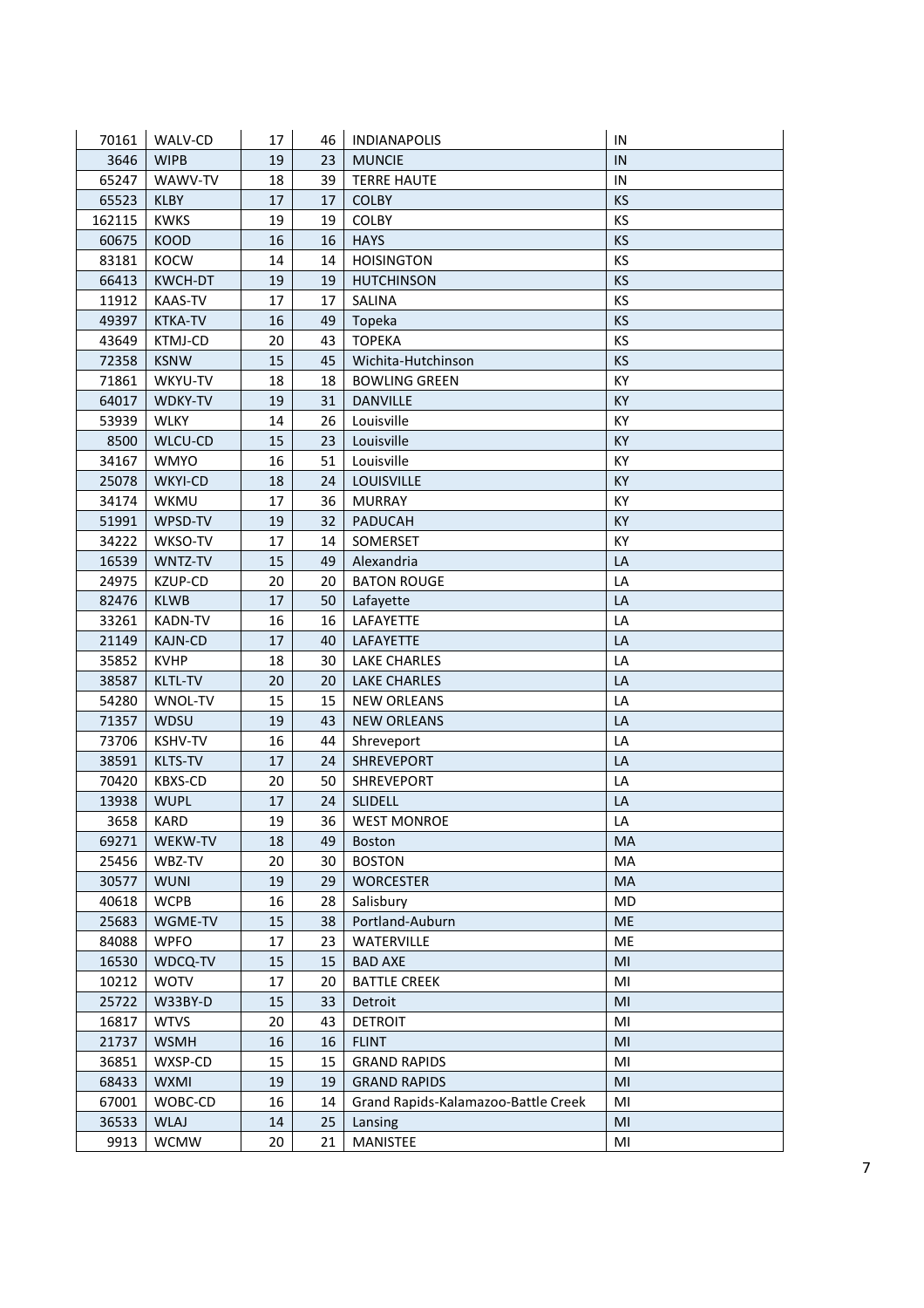| | | | | | |
|---|---|---|---|---|---|
| 70161 | WALV-CD | 17 | 46 | INDIANAPOLIS | IN |
| 3646 | WIPB | 19 | 23 | MUNCIE | IN |
| 65247 | WAWV-TV | 18 | 39 | TERRE HAUTE | IN |
| 65523 | KLBY | 17 | 17 | COLBY | KS |
| 162115 | KWKS | 19 | 19 | COLBY | KS |
| 60675 | KOOD | 16 | 16 | HAYS | KS |
| 83181 | KOCW | 14 | 14 | HOISINGTON | KS |
| 66413 | KWCH-DT | 19 | 19 | HUTCHINSON | KS |
| 11912 | KAAS-TV | 17 | 17 | SALINA | KS |
| 49397 | KTKA-TV | 16 | 49 | Topeka | KS |
| 43649 | KTMJ-CD | 20 | 43 | TOPEKA | KS |
| 72358 | KSNW | 15 | 45 | Wichita-Hutchinson | KS |
| 71861 | WKYU-TV | 18 | 18 | BOWLING GREEN | KY |
| 64017 | WDKY-TV | 19 | 31 | DANVILLE | KY |
| 53939 | WLKY | 14 | 26 | Louisville | KY |
| 8500 | WLCU-CD | 15 | 23 | Louisville | KY |
| 34167 | WMYO | 16 | 51 | Louisville | KY |
| 25078 | WKYI-CD | 18 | 24 | LOUISVILLE | KY |
| 34174 | WKMU | 17 | 36 | MURRAY | KY |
| 51991 | WPSD-TV | 19 | 32 | PADUCAH | KY |
| 34222 | WKSO-TV | 17 | 14 | SOMERSET | KY |
| 16539 | WNTZ-TV | 15 | 49 | Alexandria | LA |
| 24975 | KZUP-CD | 20 | 20 | BATON ROUGE | LA |
| 82476 | KLWB | 17 | 50 | Lafayette | LA |
| 33261 | KADN-TV | 16 | 16 | LAFAYETTE | LA |
| 21149 | KAJN-CD | 17 | 40 | LAFAYETTE | LA |
| 35852 | KVHP | 18 | 30 | LAKE CHARLES | LA |
| 38587 | KLTL-TV | 20 | 20 | LAKE CHARLES | LA |
| 54280 | WNOL-TV | 15 | 15 | NEW ORLEANS | LA |
| 71357 | WDSU | 19 | 43 | NEW ORLEANS | LA |
| 73706 | KSHV-TV | 16 | 44 | Shreveport | LA |
| 38591 | KLTS-TV | 17 | 24 | SHREVEPORT | LA |
| 70420 | KBXS-CD | 20 | 50 | SHREVEPORT | LA |
| 13938 | WUPL | 17 | 24 | SLIDELL | LA |
| 3658 | KARD | 19 | 36 | WEST MONROE | LA |
| 69271 | WEKW-TV | 18 | 49 | Boston | MA |
| 25456 | WBZ-TV | 20 | 30 | BOSTON | MA |
| 30577 | WUNI | 19 | 29 | WORCESTER | MA |
| 40618 | WCPB | 16 | 28 | Salisbury | MD |
| 25683 | WGME-TV | 15 | 38 | Portland-Auburn | ME |
| 84088 | WPFO | 17 | 23 | WATERVILLE | ME |
| 16530 | WDCQ-TV | 15 | 15 | BAD AXE | MI |
| 10212 | WOTV | 17 | 20 | BATTLE CREEK | MI |
| 25722 | W33BY-D | 15 | 33 | Detroit | MI |
| 16817 | WTVS | 20 | 43 | DETROIT | MI |
| 21737 | WSMH | 16 | 16 | FLINT | MI |
| 36851 | WXSP-CD | 15 | 15 | GRAND RAPIDS | MI |
| 68433 | WXMI | 19 | 19 | GRAND RAPIDS | MI |
| 67001 | WOBC-CD | 16 | 14 | Grand Rapids-Kalamazoo-Battle Creek | MI |
| 36533 | WLAJ | 14 | 25 | Lansing | MI |
| 9913 | WCMW | 20 | 21 | MANISTEE | MI |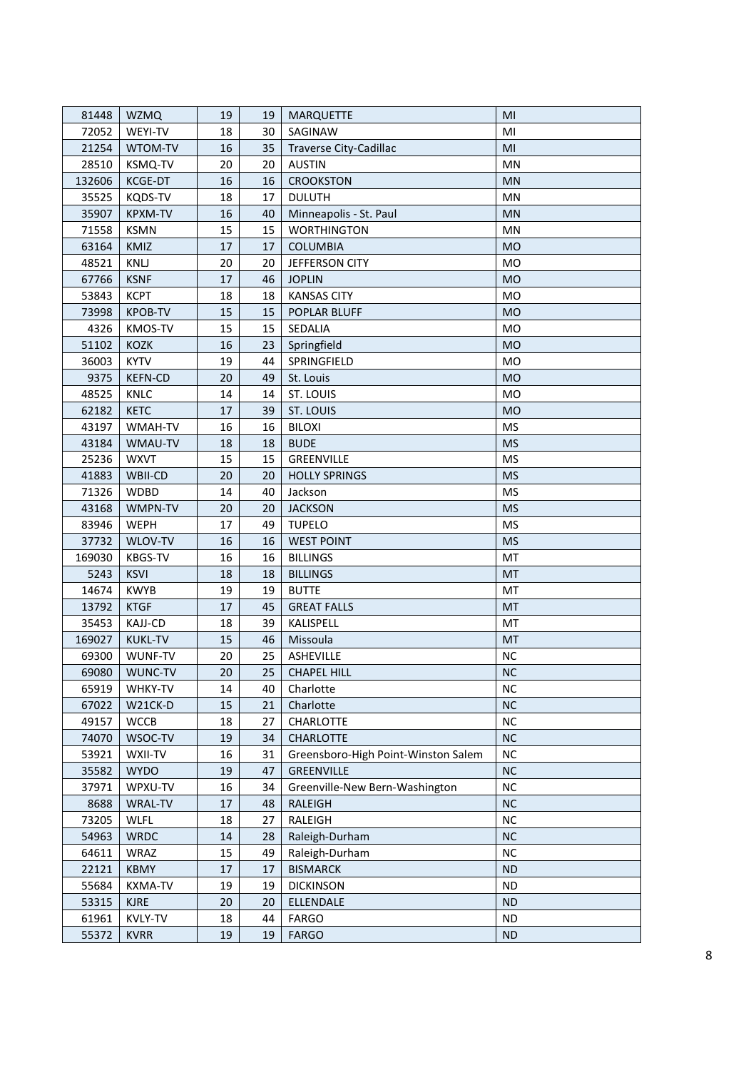| | | | | | |
|---|---|---|---|---|---|
| 81448 | WZMQ | 19 | 19 | MARQUETTE | MI |
| 72052 | WEYI-TV | 18 | 30 | SAGINAW | MI |
| 21254 | WTOM-TV | 16 | 35 | Traverse City-Cadillac | MI |
| 28510 | KSMQ-TV | 20 | 20 | AUSTIN | MN |
| 132606 | KCGE-DT | 16 | 16 | CROOKSTON | MN |
| 35525 | KQDS-TV | 18 | 17 | DULUTH | MN |
| 35907 | KPXM-TV | 16 | 40 | Minneapolis - St. Paul | MN |
| 71558 | KSMN | 15 | 15 | WORTHINGTON | MN |
| 63164 | KMIZ | 17 | 17 | COLUMBIA | MO |
| 48521 | KNLJ | 20 | 20 | JEFFERSON CITY | MO |
| 67766 | KSNF | 17 | 46 | JOPLIN | MO |
| 53843 | KCPT | 18 | 18 | KANSAS CITY | MO |
| 73998 | KPOB-TV | 15 | 15 | POPLAR BLUFF | MO |
| 4326 | KMOS-TV | 15 | 15 | SEDALIA | MO |
| 51102 | KOZK | 16 | 23 | Springfield | MO |
| 36003 | KYTV | 19 | 44 | SPRINGFIELD | MO |
| 9375 | KEFN-CD | 20 | 49 | St. Louis | MO |
| 48525 | KNLC | 14 | 14 | ST. LOUIS | MO |
| 62182 | KETC | 17 | 39 | ST. LOUIS | MO |
| 43197 | WMAH-TV | 16 | 16 | BILOXI | MS |
| 43184 | WMAU-TV | 18 | 18 | BUDE | MS |
| 25236 | WXVT | 15 | 15 | GREENVILLE | MS |
| 41883 | WBII-CD | 20 | 20 | HOLLY SPRINGS | MS |
| 71326 | WDBD | 14 | 40 | Jackson | MS |
| 43168 | WMPN-TV | 20 | 20 | JACKSON | MS |
| 83946 | WEPH | 17 | 49 | TUPELO | MS |
| 37732 | WLOV-TV | 16 | 16 | WEST POINT | MS |
| 169030 | KBGS-TV | 16 | 16 | BILLINGS | MT |
| 5243 | KSVI | 18 | 18 | BILLINGS | MT |
| 14674 | KWYB | 19 | 19 | BUTTE | MT |
| 13792 | KTGF | 17 | 45 | GREAT FALLS | MT |
| 35453 | KAJJ-CD | 18 | 39 | KALISPELL | MT |
| 169027 | KUKL-TV | 15 | 46 | Missoula | MT |
| 69300 | WUNF-TV | 20 | 25 | ASHEVILLE | NC |
| 69080 | WUNC-TV | 20 | 25 | CHAPEL HILL | NC |
| 65919 | WHKY-TV | 14 | 40 | Charlotte | NC |
| 67022 | W21CK-D | 15 | 21 | Charlotte | NC |
| 49157 | WCCB | 18 | 27 | CHARLOTTE | NC |
| 74070 | WSOC-TV | 19 | 34 | CHARLOTTE | NC |
| 53921 | WXII-TV | 16 | 31 | Greensboro-High Point-Winston Salem | NC |
| 35582 | WYDO | 19 | 47 | GREENVILLE | NC |
| 37971 | WPXU-TV | 16 | 34 | Greenville-New Bern-Washington | NC |
| 8688 | WRAL-TV | 17 | 48 | RALEIGH | NC |
| 73205 | WLFL | 18 | 27 | RALEIGH | NC |
| 54963 | WRDC | 14 | 28 | Raleigh-Durham | NC |
| 64611 | WRAZ | 15 | 49 | Raleigh-Durham | NC |
| 22121 | KBMY | 17 | 17 | BISMARCK | ND |
| 55684 | KXMA-TV | 19 | 19 | DICKINSON | ND |
| 53315 | KJRE | 20 | 20 | ELLENDALE | ND |
| 61961 | KVLY-TV | 18 | 44 | FARGO | ND |
| 55372 | KVRR | 19 | 19 | FARGO | ND |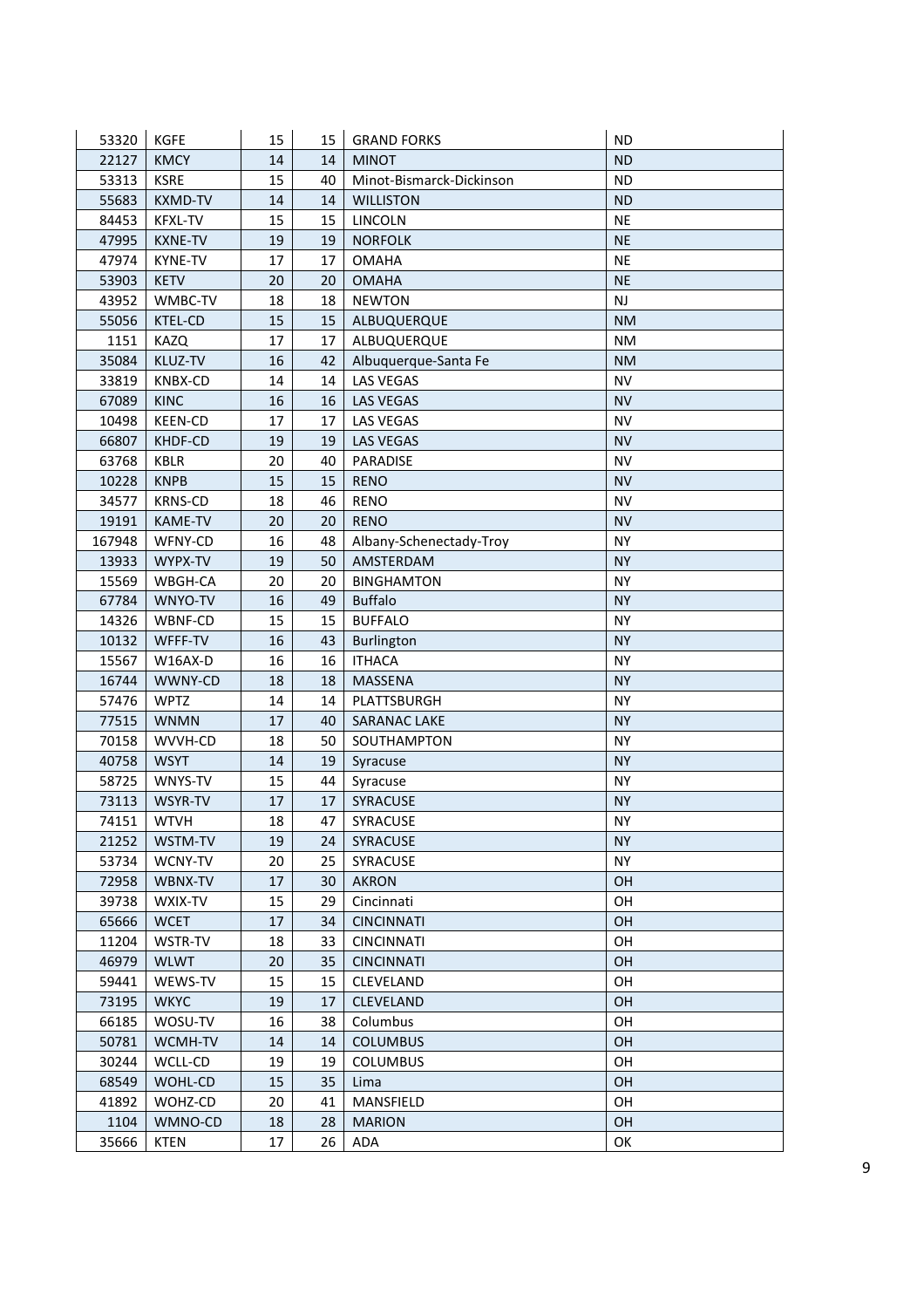| | | | | | |
|---|---|---|---|---|---|
| 53320 | KGFE | 15 | 15 | GRAND FORKS | ND |
| 22127 | KMCY | 14 | 14 | MINOT | ND |
| 53313 | KSRE | 15 | 40 | Minot-Bismarck-Dickinson | ND |
| 55683 | KXMD-TV | 14 | 14 | WILLISTON | ND |
| 84453 | KFXL-TV | 15 | 15 | LINCOLN | NE |
| 47995 | KXNE-TV | 19 | 19 | NORFOLK | NE |
| 47974 | KYNE-TV | 17 | 17 | OMAHA | NE |
| 53903 | KETV | 20 | 20 | OMAHA | NE |
| 43952 | WMBC-TV | 18 | 18 | NEWTON | NJ |
| 55056 | KTEL-CD | 15 | 15 | ALBUQUERQUE | NM |
| 1151 | KAZQ | 17 | 17 | ALBUQUERQUE | NM |
| 35084 | KLUZ-TV | 16 | 42 | Albuquerque-Santa Fe | NM |
| 33819 | KNBX-CD | 14 | 14 | LAS VEGAS | NV |
| 67089 | KINC | 16 | 16 | LAS VEGAS | NV |
| 10498 | KEEN-CD | 17 | 17 | LAS VEGAS | NV |
| 66807 | KHDF-CD | 19 | 19 | LAS VEGAS | NV |
| 63768 | KBLR | 20 | 40 | PARADISE | NV |
| 10228 | KNPB | 15 | 15 | RENO | NV |
| 34577 | KRNS-CD | 18 | 46 | RENO | NV |
| 19191 | KAME-TV | 20 | 20 | RENO | NV |
| 167948 | WFNY-CD | 16 | 48 | Albany-Schenectady-Troy | NY |
| 13933 | WYPX-TV | 19 | 50 | AMSTERDAM | NY |
| 15569 | WBGH-CA | 20 | 20 | BINGHAMTON | NY |
| 67784 | WNYO-TV | 16 | 49 | Buffalo | NY |
| 14326 | WBNF-CD | 15 | 15 | BUFFALO | NY |
| 10132 | WFFF-TV | 16 | 43 | Burlington | NY |
| 15567 | W16AX-D | 16 | 16 | ITHACA | NY |
| 16744 | WWNY-CD | 18 | 18 | MASSENA | NY |
| 57476 | WPTZ | 14 | 14 | PLATTSBURGH | NY |
| 77515 | WNMN | 17 | 40 | SARANAC LAKE | NY |
| 70158 | WVVH-CD | 18 | 50 | SOUTHAMPTON | NY |
| 40758 | WSYT | 14 | 19 | Syracuse | NY |
| 58725 | WNYS-TV | 15 | 44 | Syracuse | NY |
| 73113 | WSYR-TV | 17 | 17 | SYRACUSE | NY |
| 74151 | WTVH | 18 | 47 | SYRACUSE | NY |
| 21252 | WSTM-TV | 19 | 24 | SYRACUSE | NY |
| 53734 | WCNY-TV | 20 | 25 | SYRACUSE | NY |
| 72958 | WBNX-TV | 17 | 30 | AKRON | OH |
| 39738 | WXIX-TV | 15 | 29 | Cincinnati | OH |
| 65666 | WCET | 17 | 34 | CINCINNATI | OH |
| 11204 | WSTR-TV | 18 | 33 | CINCINNATI | OH |
| 46979 | WLWT | 20 | 35 | CINCINNATI | OH |
| 59441 | WEWS-TV | 15 | 15 | CLEVELAND | OH |
| 73195 | WKYC | 19 | 17 | CLEVELAND | OH |
| 66185 | WOSU-TV | 16 | 38 | Columbus | OH |
| 50781 | WCMH-TV | 14 | 14 | COLUMBUS | OH |
| 30244 | WCLL-CD | 19 | 19 | COLUMBUS | OH |
| 68549 | WOHL-CD | 15 | 35 | Lima | OH |
| 41892 | WOHZ-CD | 20 | 41 | MANSFIELD | OH |
| 1104 | WMNO-CD | 18 | 28 | MARION | OH |
| 35666 | KTEN | 17 | 26 | ADA | OK |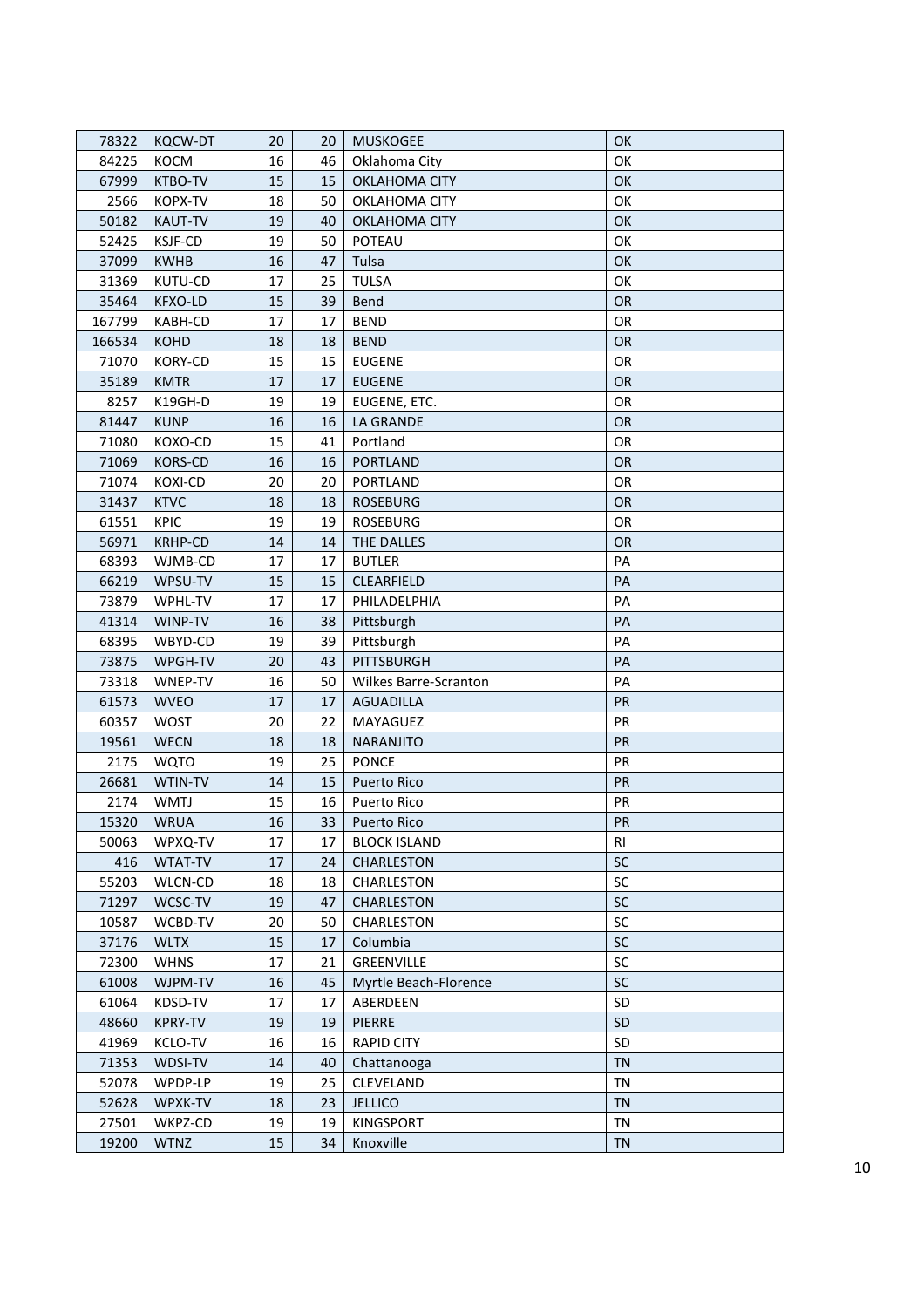| 78322 | KQCW-DT | 20 | 20 | MUSKOGEE | OK |
|---|---|---|---|---|---|
| 84225 | KOCM | 16 | 46 | Oklahoma City | OK |
| 67999 | KTBO-TV | 15 | 15 | OKLAHOMA CITY | OK |
| 2566 | KOPX-TV | 18 | 50 | OKLAHOMA CITY | OK |
| 50182 | KAUT-TV | 19 | 40 | OKLAHOMA CITY | OK |
| 52425 | KSJF-CD | 19 | 50 | POTEAU | OK |
| 37099 | KWHB | 16 | 47 | Tulsa | OK |
| 31369 | KUTU-CD | 17 | 25 | TULSA | OK |
| 35464 | KFXO-LD | 15 | 39 | Bend | OR |
| 167799 | KABH-CD | 17 | 17 | BEND | OR |
| 166534 | KOHD | 18 | 18 | BEND | OR |
| 71070 | KORY-CD | 15 | 15 | EUGENE | OR |
| 35189 | KMTR | 17 | 17 | EUGENE | OR |
| 8257 | K19GH-D | 19 | 19 | EUGENE, ETC. | OR |
| 81447 | KUNP | 16 | 16 | LA GRANDE | OR |
| 71080 | KOXO-CD | 15 | 41 | Portland | OR |
| 71069 | KORS-CD | 16 | 16 | PORTLAND | OR |
| 71074 | KOXI-CD | 20 | 20 | PORTLAND | OR |
| 31437 | KTVC | 18 | 18 | ROSEBURG | OR |
| 61551 | KPIC | 19 | 19 | ROSEBURG | OR |
| 56971 | KRHP-CD | 14 | 14 | THE DALLES | OR |
| 68393 | WJMB-CD | 17 | 17 | BUTLER | PA |
| 66219 | WPSU-TV | 15 | 15 | CLEARFIELD | PA |
| 73879 | WPHL-TV | 17 | 17 | PHILADELPHIA | PA |
| 41314 | WINP-TV | 16 | 38 | Pittsburgh | PA |
| 68395 | WBYD-CD | 19 | 39 | Pittsburgh | PA |
| 73875 | WPGH-TV | 20 | 43 | PITTSBURGH | PA |
| 73318 | WNEP-TV | 16 | 50 | Wilkes Barre-Scranton | PA |
| 61573 | WVEO | 17 | 17 | AGUADILLA | PR |
| 60357 | WOST | 20 | 22 | MAYAGUEZ | PR |
| 19561 | WECN | 18 | 18 | NARANJITO | PR |
| 2175 | WQTO | 19 | 25 | PONCE | PR |
| 26681 | WTIN-TV | 14 | 15 | Puerto Rico | PR |
| 2174 | WMTJ | 15 | 16 | Puerto Rico | PR |
| 15320 | WRUA | 16 | 33 | Puerto Rico | PR |
| 50063 | WPXQ-TV | 17 | 17 | BLOCK ISLAND | RI |
| 416 | WTAT-TV | 17 | 24 | CHARLESTON | SC |
| 55203 | WLCN-CD | 18 | 18 | CHARLESTON | SC |
| 71297 | WCSC-TV | 19 | 47 | CHARLESTON | SC |
| 10587 | WCBD-TV | 20 | 50 | CHARLESTON | SC |
| 37176 | WLTX | 15 | 17 | Columbia | SC |
| 72300 | WHNS | 17 | 21 | GREENVILLE | SC |
| 61008 | WJPM-TV | 16 | 45 | Myrtle Beach-Florence | SC |
| 61064 | KDSD-TV | 17 | 17 | ABERDEEN | SD |
| 48660 | KPRY-TV | 19 | 19 | PIERRE | SD |
| 41969 | KCLO-TV | 16 | 16 | RAPID CITY | SD |
| 71353 | WDSI-TV | 14 | 40 | Chattanooga | TN |
| 52078 | WPDP-LP | 19 | 25 | CLEVELAND | TN |
| 52628 | WPXK-TV | 18 | 23 | JELLICO | TN |
| 27501 | WKPZ-CD | 19 | 19 | KINGSPORT | TN |
| 19200 | WTNZ | 15 | 34 | Knoxville | TN |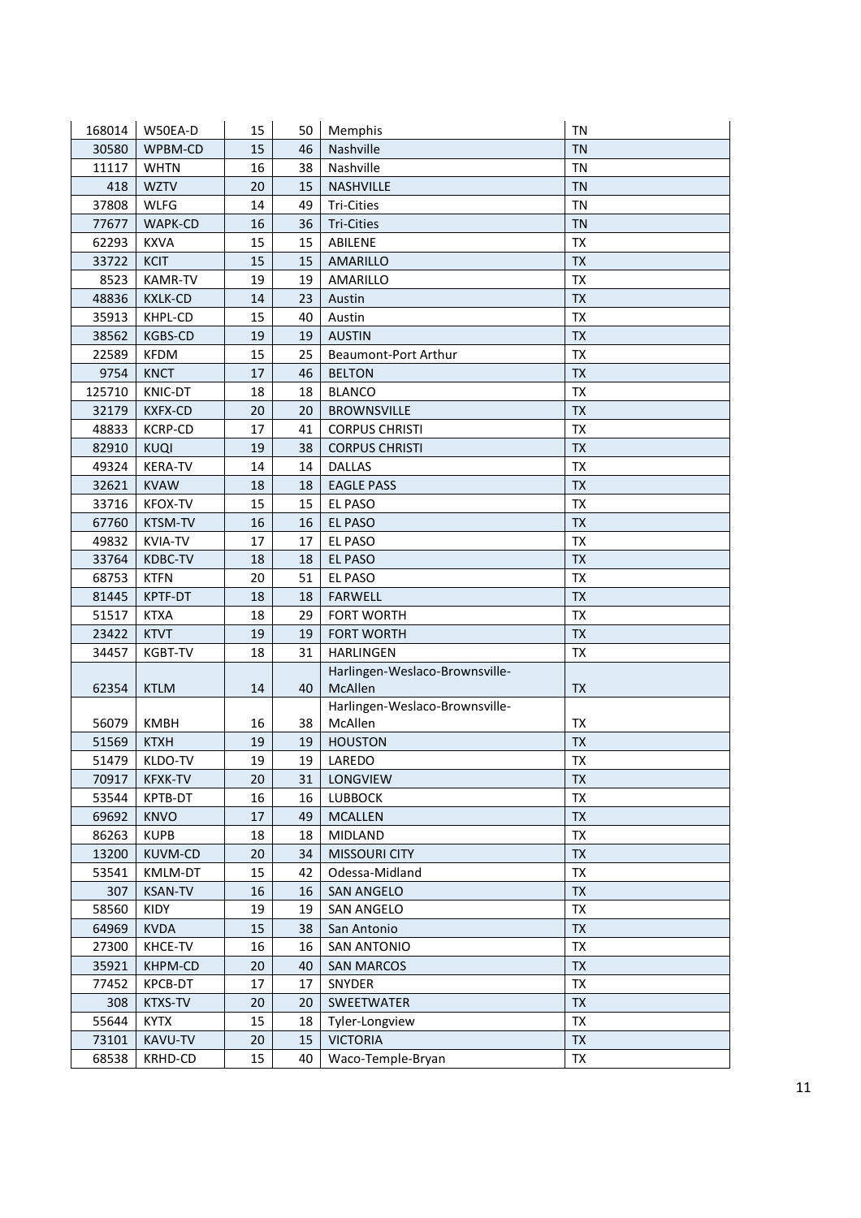| | | | | | |
|---|---|---|---|---|---|
| 168014 | W50EA-D | 15 | 50 | Memphis | TN |
| 30580 | WPBM-CD | 15 | 46 | Nashville | TN |
| 11117 | WHTN | 16 | 38 | Nashville | TN |
| 418 | WZTV | 20 | 15 | NASHVILLE | TN |
| 37808 | WLFG | 14 | 49 | Tri-Cities | TN |
| 77677 | WAPK-CD | 16 | 36 | Tri-Cities | TN |
| 62293 | KXVA | 15 | 15 | ABILENE | TX |
| 33722 | KCIT | 15 | 15 | AMARILLO | TX |
| 8523 | KAMR-TV | 19 | 19 | AMARILLO | TX |
| 48836 | KXLK-CD | 14 | 23 | Austin | TX |
| 35913 | KHPL-CD | 15 | 40 | Austin | TX |
| 38562 | KGBS-CD | 19 | 19 | AUSTIN | TX |
| 22589 | KFDM | 15 | 25 | Beaumont-Port Arthur | TX |
| 9754 | KNCT | 17 | 46 | BELTON | TX |
| 125710 | KNIC-DT | 18 | 18 | BLANCO | TX |
| 32179 | KXFX-CD | 20 | 20 | BROWNSVILLE | TX |
| 48833 | KCRP-CD | 17 | 41 | CORPUS CHRISTI | TX |
| 82910 | KUQI | 19 | 38 | CORPUS CHRISTI | TX |
| 49324 | KERA-TV | 14 | 14 | DALLAS | TX |
| 32621 | KVAW | 18 | 18 | EAGLE PASS | TX |
| 33716 | KFOX-TV | 15 | 15 | EL PASO | TX |
| 67760 | KTSM-TV | 16 | 16 | EL PASO | TX |
| 49832 | KVIA-TV | 17 | 17 | EL PASO | TX |
| 33764 | KDBC-TV | 18 | 18 | EL PASO | TX |
| 68753 | KTFN | 20 | 51 | EL PASO | TX |
| 81445 | KPTF-DT | 18 | 18 | FARWELL | TX |
| 51517 | KTXA | 18 | 29 | FORT WORTH | TX |
| 23422 | KTVT | 19 | 19 | FORT WORTH | TX |
| 34457 | KGBT-TV | 18 | 31 | HARLINGEN | TX |
| 62354 | KTLM | 14 | 40 | Harlingen-Weslaco-Brownsville-McAllen | TX |
| 56079 | KMBH | 16 | 38 | Harlingen-Weslaco-Brownsville-McAllen | TX |
| 51569 | KTXH | 19 | 19 | HOUSTON | TX |
| 51479 | KLDO-TV | 19 | 19 | LAREDO | TX |
| 70917 | KFXK-TV | 20 | 31 | LONGVIEW | TX |
| 53544 | KPTB-DT | 16 | 16 | LUBBOCK | TX |
| 69692 | KNVO | 17 | 49 | MCALLEN | TX |
| 86263 | KUPB | 18 | 18 | MIDLAND | TX |
| 13200 | KUVM-CD | 20 | 34 | MISSOURI CITY | TX |
| 53541 | KMLM-DT | 15 | 42 | Odessa-Midland | TX |
| 307 | KSAN-TV | 16 | 16 | SAN ANGELO | TX |
| 58560 | KIDY | 19 | 19 | SAN ANGELO | TX |
| 64969 | KVDA | 15 | 38 | San Antonio | TX |
| 27300 | KHCE-TV | 16 | 16 | SAN ANTONIO | TX |
| 35921 | KHPM-CD | 20 | 40 | SAN MARCOS | TX |
| 77452 | KPCB-DT | 17 | 17 | SNYDER | TX |
| 308 | KTXS-TV | 20 | 20 | SWEETWATER | TX |
| 55644 | KYTX | 15 | 18 | Tyler-Longview | TX |
| 73101 | KAVU-TV | 20 | 15 | VICTORIA | TX |
| 68538 | KRHD-CD | 15 | 40 | Waco-Temple-Bryan | TX |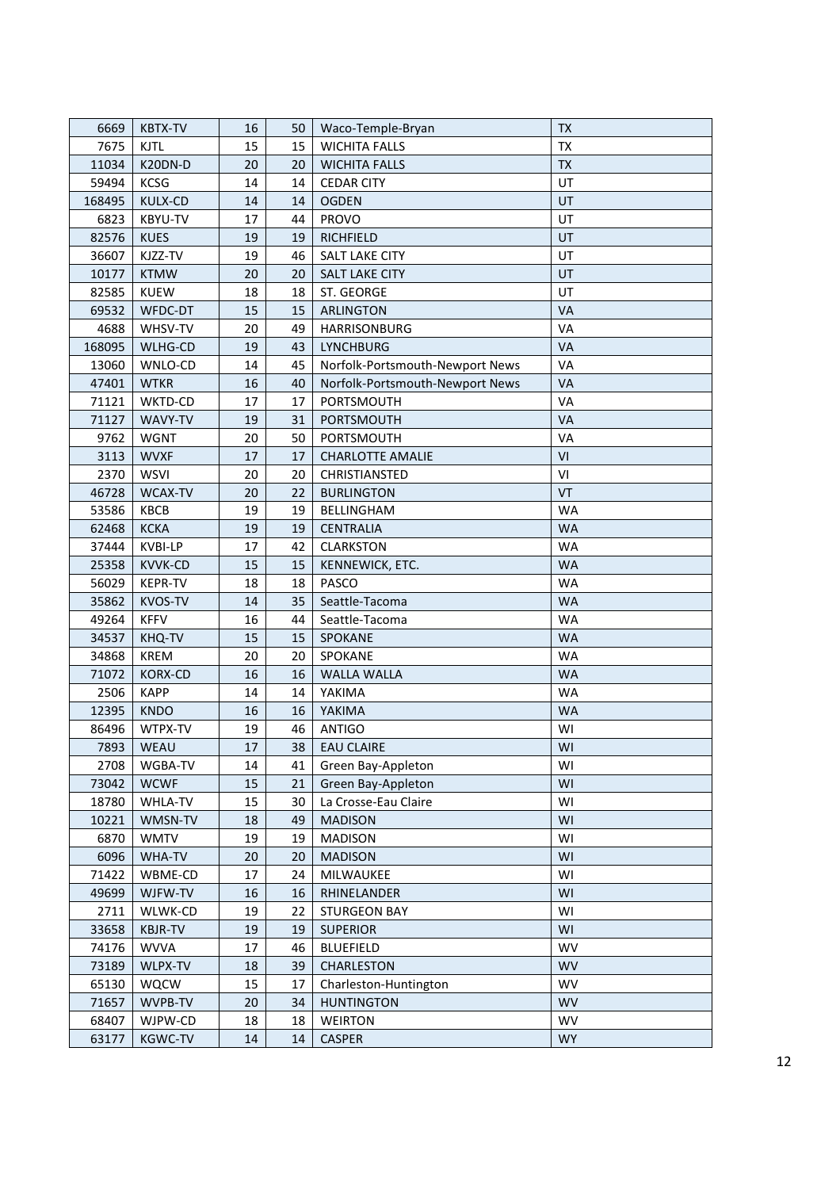| 6669 | KBTX-TV | 16 | 50 | Waco-Temple-Bryan | TX |
|---|---|---|---|---|---|
| 7675 | KJTL | 15 | 15 | WICHITA FALLS | TX |
| 11034 | K20DN-D | 20 | 20 | WICHITA FALLS | TX |
| 59494 | KCSG | 14 | 14 | CEDAR CITY | UT |
| 168495 | KULX-CD | 14 | 14 | OGDEN | UT |
| 6823 | KBYU-TV | 17 | 44 | PROVO | UT |
| 82576 | KUES | 19 | 19 | RICHFIELD | UT |
| 36607 | KJZZ-TV | 19 | 46 | SALT LAKE CITY | UT |
| 10177 | KTMW | 20 | 20 | SALT LAKE CITY | UT |
| 82585 | KUEW | 18 | 18 | ST. GEORGE | UT |
| 69532 | WFDC-DT | 15 | 15 | ARLINGTON | VA |
| 4688 | WHSV-TV | 20 | 49 | HARRISONBURG | VA |
| 168095 | WLHG-CD | 19 | 43 | LYNCHBURG | VA |
| 13060 | WNLO-CD | 14 | 45 | Norfolk-Portsmouth-Newport News | VA |
| 47401 | WTKR | 16 | 40 | Norfolk-Portsmouth-Newport News | VA |
| 71121 | WKTD-CD | 17 | 17 | PORTSMOUTH | VA |
| 71127 | WAVY-TV | 19 | 31 | PORTSMOUTH | VA |
| 9762 | WGNT | 20 | 50 | PORTSMOUTH | VA |
| 3113 | WVXF | 17 | 17 | CHARLOTTE AMALIE | VI |
| 2370 | WSVI | 20 | 20 | CHRISTIANSTED | VI |
| 46728 | WCAX-TV | 20 | 22 | BURLINGTON | VT |
| 53586 | KBCB | 19 | 19 | BELLINGHAM | WA |
| 62468 | KCKA | 19 | 19 | CENTRALIA | WA |
| 37444 | KVBI-LP | 17 | 42 | CLARKSTON | WA |
| 25358 | KVVK-CD | 15 | 15 | KENNEWICK, ETC. | WA |
| 56029 | KEPR-TV | 18 | 18 | PASCO | WA |
| 35862 | KVOS-TV | 14 | 35 | Seattle-Tacoma | WA |
| 49264 | KFFV | 16 | 44 | Seattle-Tacoma | WA |
| 34537 | KHQ-TV | 15 | 15 | SPOKANE | WA |
| 34868 | KREM | 20 | 20 | SPOKANE | WA |
| 71072 | KORX-CD | 16 | 16 | WALLA WALLA | WA |
| 2506 | KAPP | 14 | 14 | YAKIMA | WA |
| 12395 | KNDO | 16 | 16 | YAKIMA | WA |
| 86496 | WTPX-TV | 19 | 46 | ANTIGO | WI |
| 7893 | WEAU | 17 | 38 | EAU CLAIRE | WI |
| 2708 | WGBA-TV | 14 | 41 | Green Bay-Appleton | WI |
| 73042 | WCWF | 15 | 21 | Green Bay-Appleton | WI |
| 18780 | WHLA-TV | 15 | 30 | La Crosse-Eau Claire | WI |
| 10221 | WMSN-TV | 18 | 49 | MADISON | WI |
| 6870 | WMTV | 19 | 19 | MADISON | WI |
| 6096 | WHA-TV | 20 | 20 | MADISON | WI |
| 71422 | WBME-CD | 17 | 24 | MILWAUKEE | WI |
| 49699 | WJFW-TV | 16 | 16 | RHINELANDER | WI |
| 2711 | WLWK-CD | 19 | 22 | STURGEON BAY | WI |
| 33658 | KBJR-TV | 19 | 19 | SUPERIOR | WI |
| 74176 | WVVA | 17 | 46 | BLUEFIELD | WV |
| 73189 | WLPX-TV | 18 | 39 | CHARLESTON | WV |
| 65130 | WQCW | 15 | 17 | Charleston-Huntington | WV |
| 71657 | WVPB-TV | 20 | 34 | HUNTINGTON | WV |
| 68407 | WJPW-CD | 18 | 18 | WEIRTON | WV |
| 63177 | KGWC-TV | 14 | 14 | CASPER | WY |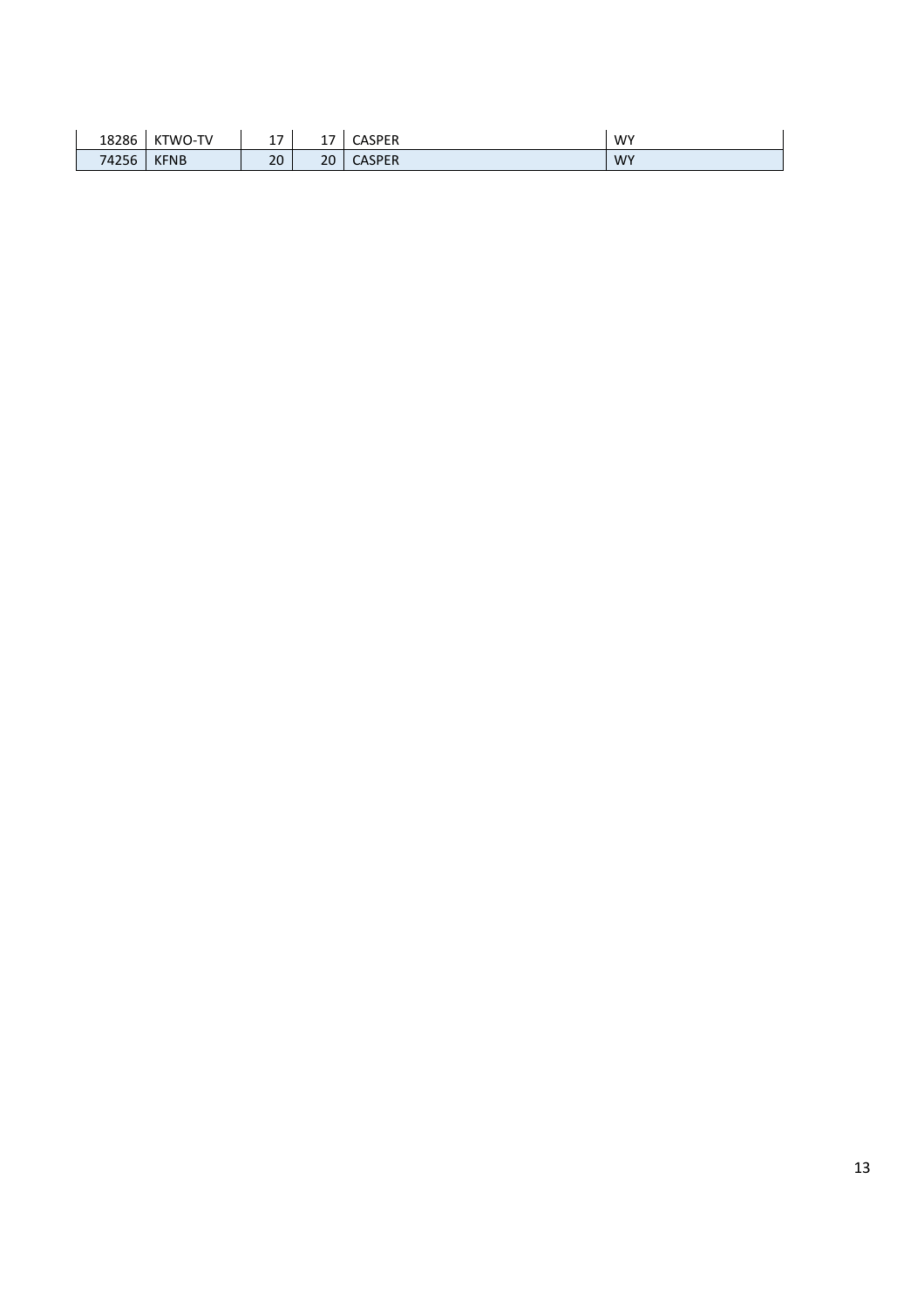| | | | | | |
|---|---|---|---|---|---|
| 18286 | KTWO-TV | 17 | 17 | CASPER | WY |
| 74256 | KFNB | 20 | 20 | CASPER | WY |